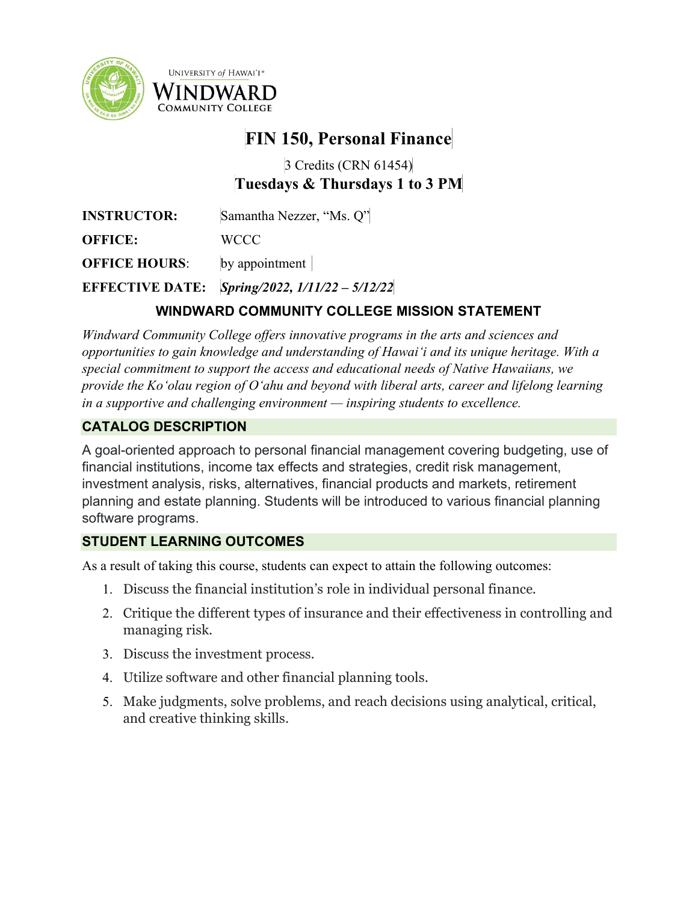UNIVERSITY *of* HAWAI'I®
WINDWARD
COMMUNITY COLLEGE

# FIN 150, Personal Finance

3 Credits (CRN 61454)

**Tuesdays & Thursdays 1 to 3 PM**

| | |
|---|---|
| **INSTRUCTOR:** | Samantha Nezzer, "Ms. Q" |
| **OFFICE:** | WCCC |
| **OFFICE HOURS**: | by appointment |
| **EFFECTIVE DATE:** | ***Spring/2022, 1/11/22 – 5/12/22*** |

## WINDWARD COMMUNITY COLLEGE MISSION STATEMENT

*Windward Community College offers innovative programs in the arts and sciences and opportunities to gain knowledge and understanding of Hawai'i and its unique heritage. With a special commitment to support the access and educational needs of Native Hawaiians, we provide the Ko'olau region of O'ahu and beyond with liberal arts, career and lifelong learning in a supportive and challenging environment — inspiring students to excellence.*

## CATALOG DESCRIPTION

A goal-oriented approach to personal financial management covering budgeting, use of financial institutions, income tax effects and strategies, credit risk management, investment analysis, risks, alternatives, financial products and markets, retirement planning and estate planning. Students will be introduced to various financial planning software programs.

## STUDENT LEARNING OUTCOMES

As a result of taking this course, students can expect to attain the following outcomes:

1. Discuss the financial institution's role in individual personal finance.
2. Critique the different types of insurance and their effectiveness in controlling and managing risk.
3. Discuss the investment process.
4. Utilize software and other financial planning tools.
5. Make judgments, solve problems, and reach decisions using analytical, critical, and creative thinking skills.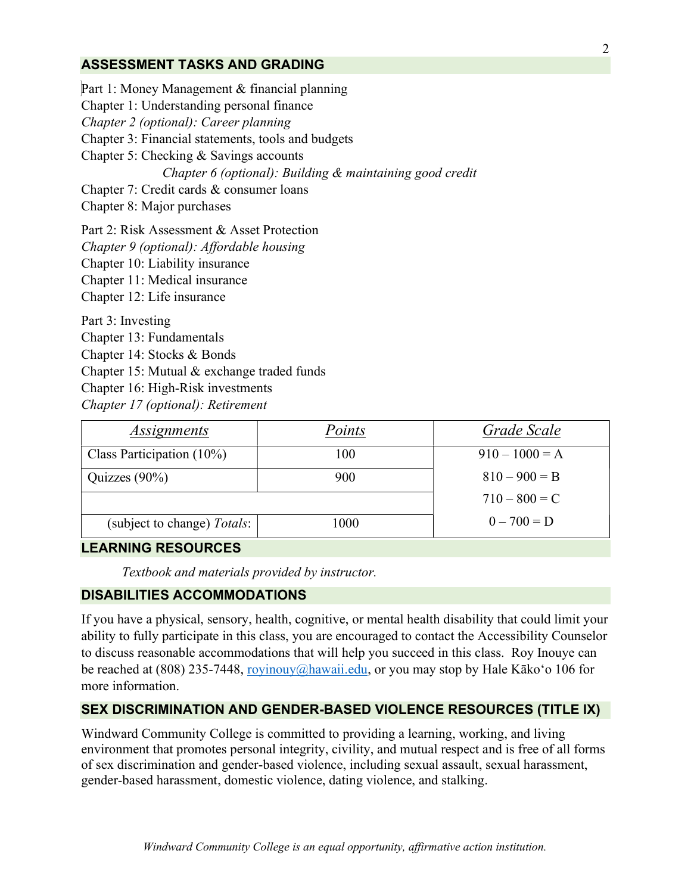## ASSESSMENT TASKS AND GRADING

Part 1: Money Management & financial planning
Chapter 1: Understanding personal finance
*Chapter 2 (optional): Career planning*
Chapter 3: Financial statements, tools and budgets
Chapter 5: Checking & Savings accounts
*Chapter 6 (optional): Building & maintaining good credit*
Chapter 7: Credit cards & consumer loans
Chapter 8: Major purchases

Part 2: Risk Assessment & Asset Protection
*Chapter 9 (optional): Affordable housing*
Chapter 10: Liability insurance
Chapter 11: Medical insurance
Chapter 12: Life insurance

Part 3: Investing
Chapter 13: Fundamentals
Chapter 14: Stocks & Bonds
Chapter 15: Mutual & exchange traded funds
Chapter 16: High-Risk investments
*Chapter 17 (optional): Retirement*

| *Assignments* | *Points* | *Grade Scale* |
|---|---|---|
| Class Participation (10%) | 100 | 910 – 1000 = A |
| Quizzes (90%) | 900 | 810 – 900 = B |
| | | 710 – 800 = C |
| (subject to change) *Totals*: | 1000 | 0 – 700 = D |

## LEARNING RESOURCES

*Textbook and materials provided by instructor.*

## DISABILITIES ACCOMMODATIONS

If you have a physical, sensory, health, cognitive, or mental health disability that could limit your ability to fully participate in this class, you are encouraged to contact the Accessibility Counselor to discuss reasonable accommodations that will help you succeed in this class. Roy Inouye can be reached at (808) 235-7448, royinouy@hawaii.edu, or you may stop by Hale Kāko'o 106 for more information.

## SEX DISCRIMINATION AND GENDER-BASED VIOLENCE RESOURCES (TITLE IX)

Windward Community College is committed to providing a learning, working, and living environment that promotes personal integrity, civility, and mutual respect and is free of all forms of sex discrimination and gender-based violence, including sexual assault, sexual harassment, gender-based harassment, domestic violence, dating violence, and stalking.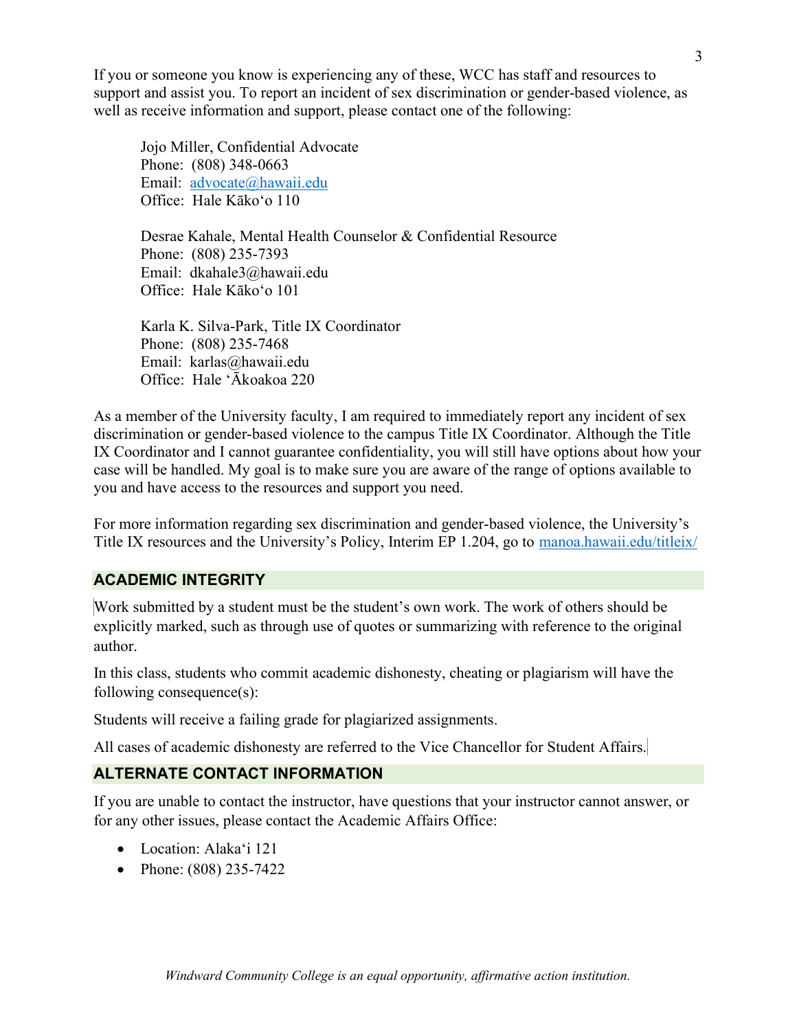If you or someone you know is experiencing any of these, WCC has staff and resources to support and assist you. To report an incident of sex discrimination or gender-based violence, as well as receive information and support, please contact one of the following:

Jojo Miller, Confidential Advocate
Phone: (808) 348-0663
Email: [advocate@hawaii.edu](mailto:advocate@hawaii.edu)
Office: Hale Kākoʻo 110

Desrae Kahale, Mental Health Counselor & Confidential Resource
Phone: (808) 235-7393
Email: dkahale3@hawaii.edu
Office: Hale Kākoʻo 101

Karla K. Silva-Park, Title IX Coordinator
Phone: (808) 235-7468
Email: karlas@hawaii.edu
Office: Hale ʻĀkoakoa 220

As a member of the University faculty, I am required to immediately report any incident of sex discrimination or gender-based violence to the campus Title IX Coordinator. Although the Title IX Coordinator and I cannot guarantee confidentiality, you will still have options about how your case will be handled. My goal is to make sure you are aware of the range of options available to you and have access to the resources and support you need.

For more information regarding sex discrimination and gender-based violence, the University's Title IX resources and the University's Policy, Interim EP 1.204, go to [manoa.hawaii.edu/titleix/](manoa.hawaii.edu/titleix/)

## ACADEMIC INTEGRITY

Work submitted by a student must be the student's own work. The work of others should be explicitly marked, such as through use of quotes or summarizing with reference to the original author.

In this class, students who commit academic dishonesty, cheating or plagiarism will have the following consequence(s):

Students will receive a failing grade for plagiarized assignments.

All cases of academic dishonesty are referred to the Vice Chancellor for Student Affairs.

## ALTERNATE CONTACT INFORMATION

If you are unable to contact the instructor, have questions that your instructor cannot answer, or for any other issues, please contact the Academic Affairs Office:

- Location: Alakaʻi 121
- Phone: (808) 235-7422

*Windward Community College is an equal opportunity, affirmative action institution.*